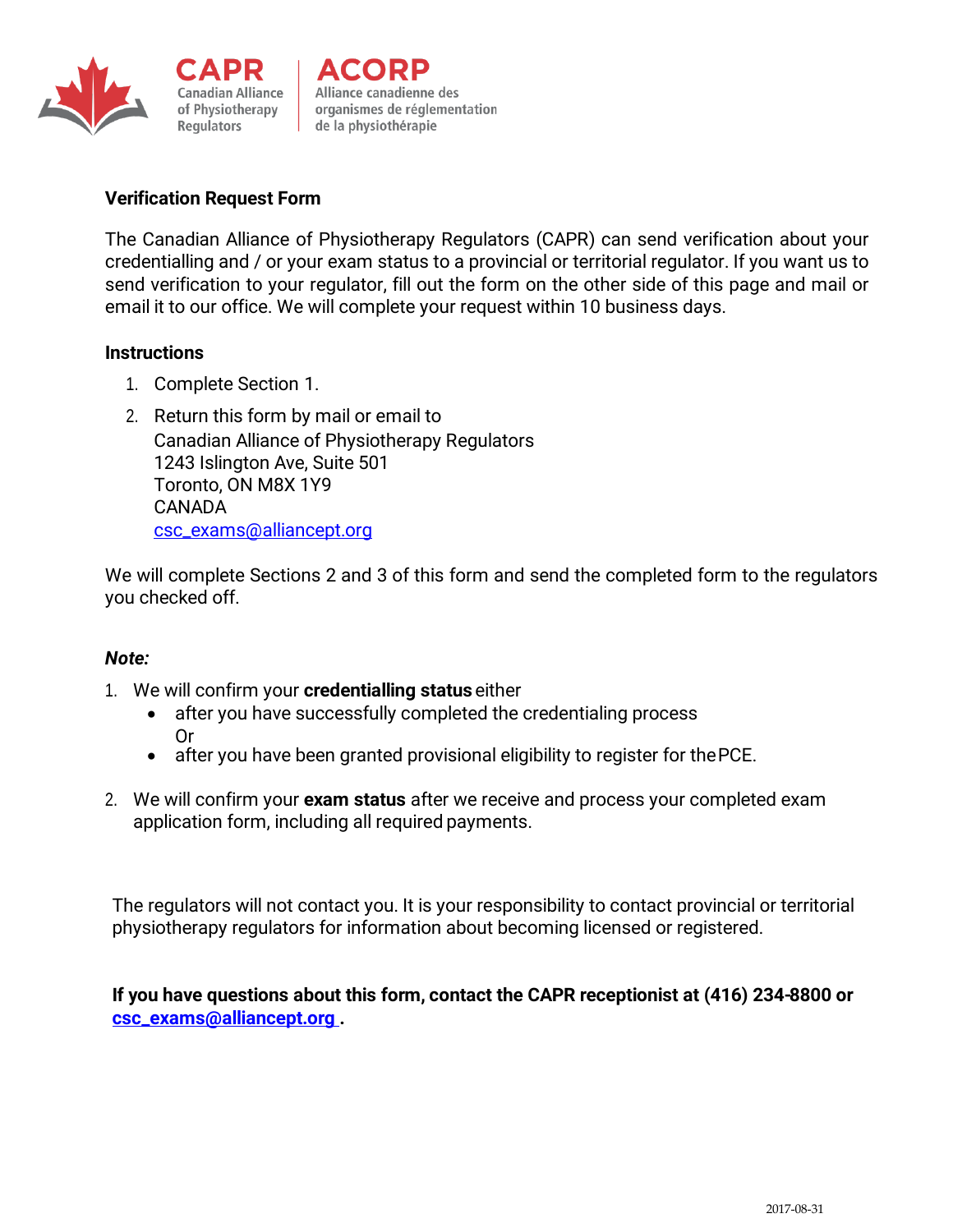CAPR
Canadian Alliance of Physiotherapy Regulators

ACORP
Alliance canadienne des organismes de réglementation de la physiothérapie

**Verification Request Form**

The Canadian Alliance of Physiotherapy Regulators (CAPR) can send verification about your credentialling and / or your exam status to a provincial or territorial regulator. If you want us to send verification to your regulator, fill out the form on the other side of this page and mail or email it to our office. We will complete your request within 10 business days.

**Instructions**

1. Complete Section 1.
2. Return this form by mail or email to
   Canadian Alliance of Physiotherapy Regulators
   1243 Islington Ave, Suite 501
   Toronto, ON M8X 1Y9
   CANADA
   csc_exams@alliancept.org

We will complete Sections 2 and 3 of this form and send the completed form to the regulators you checked off.

***Note:***

1. We will confirm your **credentialling status** either
   - after you have successfully completed the credentialing process
     Or
   - after you have been granted provisional eligibility to register for the PCE.
2. We will confirm your **exam status** after we receive and process your completed exam application form, including all required payments.

The regulators will not contact you. It is your responsibility to contact provincial or territorial physiotherapy regulators for information about becoming licensed or registered.

**If you have questions about this form, contact the CAPR receptionist at (416) 234-8800 or csc_exams@alliancept.org .**

2017-08-31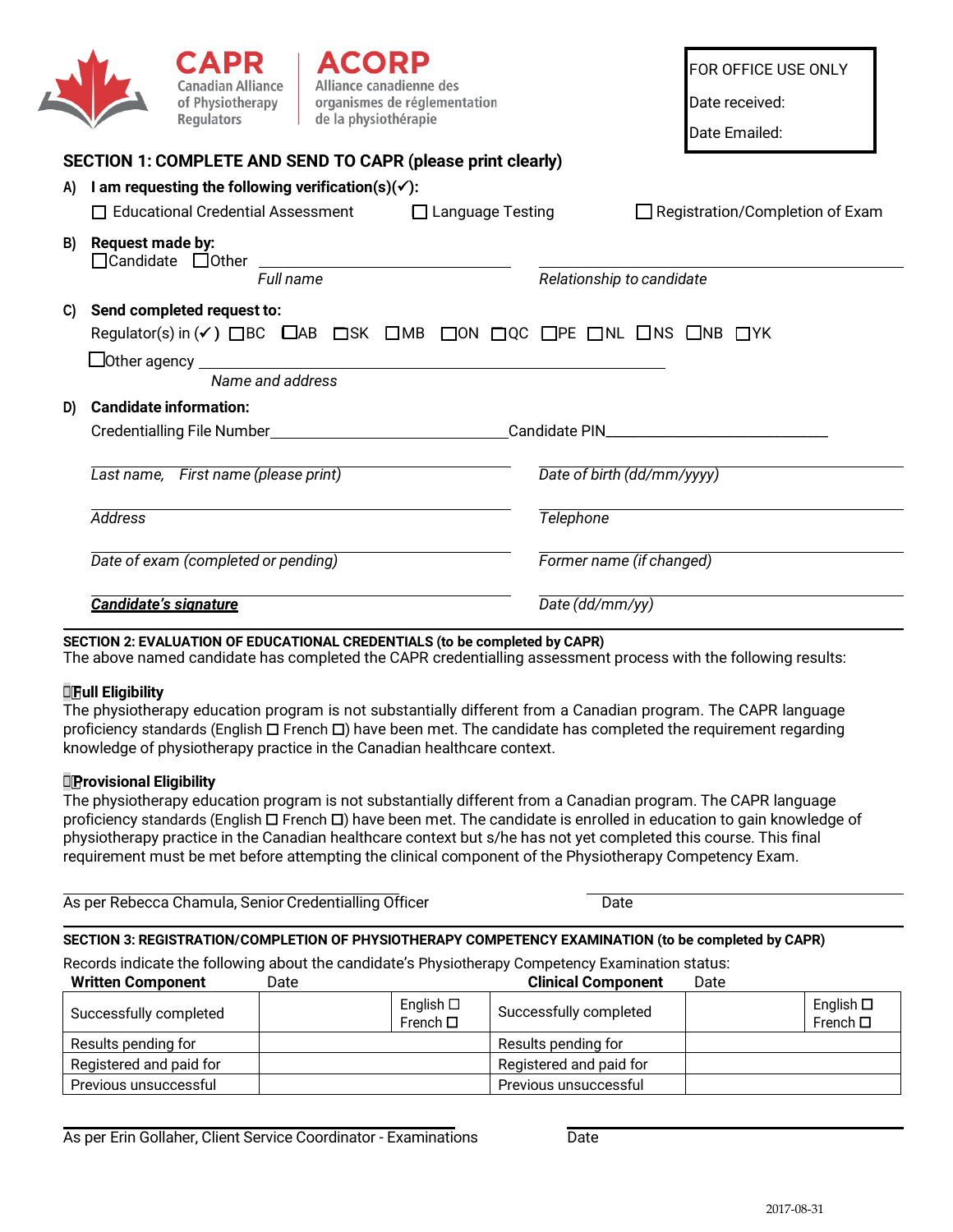CAPR
Canadian Alliance of Physiotherapy Regulators

ACORP
Alliance canadienne des organismes de réglementation de la physiothérapie

FOR OFFICE USE ONLY
Date received:
Date Emailed:

## SECTION 1: COMPLETE AND SEND TO CAPR (please print clearly)

**A) I am requesting the following verification(s)(✓):**

☐ Educational Credential Assessment ☐ Language Testing ☐ Registration/Completion of Exam

**B) Request made by:**

☐Candidate ☐Other ______________________ ______________________

*Full name* *Relationship to candidate*

**C) Send completed request to:**

Regulator(s) in (✓) ☐BC ☐AB ☐SK ☐MB ☐ON ☐QC ☐PE ☐NL ☐NS ☐NB ☐YK

☐Other agency ______________________

*Name and address*

**D) Candidate information:**

Credentialling File Number______________________ Candidate PIN______________________

*Last name, First name (please print)* *Date of birth (dd/mm/yyyy)*

*Address* *Telephone*

*Date of exam (completed or pending)* *Former name (if changed)*

***Candidate's signature*** *Date (dd/mm/yy)*

---

**SECTION 2: EVALUATION OF EDUCATIONAL CREDENTIALS (to be completed by CAPR)**

The above named candidate has completed the CAPR credentialling assessment process with the following results:

☐ **Full Eligibility**

The physiotherapy education program is not substantially different from a Canadian program. The CAPR language proficiency standards (English ☐ French ☐) have been met. The candidate has completed the requirement regarding knowledge of physiotherapy practice in the Canadian healthcare context.

☐ **Provisional Eligibility**

The physiotherapy education program is not substantially different from a Canadian program. The CAPR language proficiency standards (English ☐ French ☐) have been met. The candidate is enrolled in education to gain knowledge of physiotherapy practice in the Canadian healthcare context but s/he has not yet completed this course. This final requirement must be met before attempting the clinical component of the Physiotherapy Competency Exam.

As per Rebecca Chamula, Senior Credentialling Officer ______________________ Date

---

**SECTION 3: REGISTRATION/COMPLETION OF PHYSIOTHERAPY COMPETENCY EXAMINATION (to be completed by CAPR)**

Records indicate the following about the candidate's Physiotherapy Competency Examination status:

| **Written Component** | Date | | **Clinical Component** | Date | |
|---|---|---|---|---|---|
| Successfully completed | | English ☐ French ☐ | Successfully completed | | English ☐ French ☐ |
| Results pending for | | | Results pending for | | |
| Registered and paid for | | | Registered and paid for | | |
| Previous unsuccessful | | | Previous unsuccessful | | |

As per Erin Gollaher, Client Service Coordinator - Examinations ______________________ Date

2017-08-31